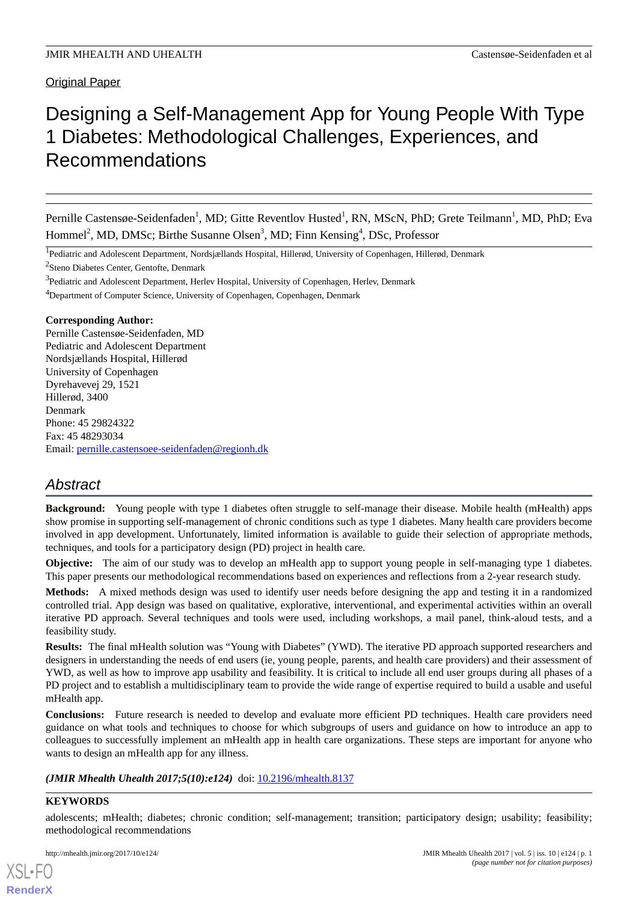Original Paper

# Designing a Self-Management App for Young People With Type 1 Diabetes: Methodological Challenges, Experiences, and Recommendations

Pernille Castensøe-Seidenfaden[1], MD; Gitte Reventlov Husted[1], RN, MScN, PhD; Grete Teilmann[1], MD, PhD; Eva Hommel[2], MD, DMSc; Birthe Susanne Olsen[3], MD; Finn Kensing[4], DSc, Professor

[1]Pediatric and Adolescent Department, Nordsjællands Hospital, Hillerød, University of Copenhagen, Hillerød, Denmark

[2]Steno Diabetes Center, Gentofte, Denmark

[3]Pediatric and Adolescent Department, Herlev Hospital, University of Copenhagen, Herlev, Denmark

[4]Department of Computer Science, University of Copenhagen, Copenhagen, Denmark

**Corresponding Author:**
Pernille Castensøe-Seidenfaden, MD
Pediatric and Adolescent Department
Nordsjællands Hospital, Hillerød
University of Copenhagen
Dyrehavevej 29, 1521
Hillerød, 3400
Denmark
Phone: 45 29824322
Fax: 45 48293034
Email: pernille.castensoee-seidenfaden@regionh.dk

## Abstract

**Background:** Young people with type 1 diabetes often struggle to self-manage their disease. Mobile health (mHealth) apps show promise in supporting self-management of chronic conditions such as type 1 diabetes. Many health care providers become involved in app development. Unfortunately, limited information is available to guide their selection of appropriate methods, techniques, and tools for a participatory design (PD) project in health care.

**Objective:** The aim of our study was to develop an mHealth app to support young people in self-managing type 1 diabetes. This paper presents our methodological recommendations based on experiences and reflections from a 2-year research study.

**Methods:** A mixed methods design was used to identify user needs before designing the app and testing it in a randomized controlled trial. App design was based on qualitative, explorative, interventional, and experimental activities within an overall iterative PD approach. Several techniques and tools were used, including workshops, a mail panel, think-aloud tests, and a feasibility study.

**Results:** The final mHealth solution was "Young with Diabetes" (YWD). The iterative PD approach supported researchers and designers in understanding the needs of end users (ie, young people, parents, and health care providers) and their assessment of YWD, as well as how to improve app usability and feasibility. It is critical to include all end user groups during all phases of a PD project and to establish a multidisciplinary team to provide the wide range of expertise required to build a usable and useful mHealth app.

**Conclusions:** Future research is needed to develop and evaluate more efficient PD techniques. Health care providers need guidance on what tools and techniques to choose for which subgroups of users and guidance on how to introduce an app to colleagues to successfully implement an mHealth app in health care organizations. These steps are important for anyone who wants to design an mHealth app for any illness.

***(JMIR Mhealth Uhealth 2017;5(10):e124)*** doi: 10.2196/mhealth.8137

**KEYWORDS**

adolescents; mHealth; diabetes; chronic condition; self-management; transition; participatory design; usability; feasibility; methodological recommendations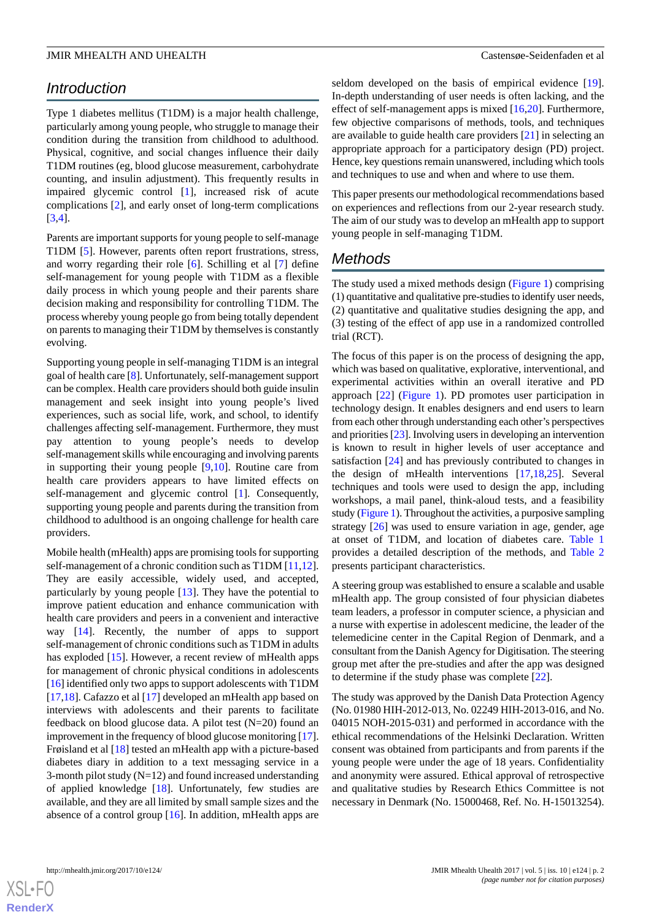## Introduction

Type 1 diabetes mellitus (T1DM) is a major health challenge, particularly among young people, who struggle to manage their condition during the transition from childhood to adulthood. Physical, cognitive, and social changes influence their daily T1DM routines (eg, blood glucose measurement, carbohydrate counting, and insulin adjustment). This frequently results in impaired glycemic control [1], increased risk of acute complications [2], and early onset of long-term complications [3,4].

Parents are important supports for young people to self-manage T1DM [5]. However, parents often report frustrations, stress, and worry regarding their role [6]. Schilling et al [7] define self-management for young people with T1DM as a flexible daily process in which young people and their parents share decision making and responsibility for controlling T1DM. The process whereby young people go from being totally dependent on parents to managing their T1DM by themselves is constantly evolving.

Supporting young people in self-managing T1DM is an integral goal of health care [8]. Unfortunately, self-management support can be complex. Health care providers should both guide insulin management and seek insight into young people's lived experiences, such as social life, work, and school, to identify challenges affecting self-management. Furthermore, they must pay attention to young people's needs to develop self-management skills while encouraging and involving parents in supporting their young people [9,10]. Routine care from health care providers appears to have limited effects on self-management and glycemic control [1]. Consequently, supporting young people and parents during the transition from childhood to adulthood is an ongoing challenge for health care providers.

Mobile health (mHealth) apps are promising tools for supporting self-management of a chronic condition such as T1DM [11,12]. They are easily accessible, widely used, and accepted, particularly by young people [13]. They have the potential to improve patient education and enhance communication with health care providers and peers in a convenient and interactive way [14]. Recently, the number of apps to support self-management of chronic conditions such as T1DM in adults has exploded [15]. However, a recent review of mHealth apps for management of chronic physical conditions in adolescents [16] identified only two apps to support adolescents with T1DM [17,18]. Cafazzo et al [17] developed an mHealth app based on interviews with adolescents and their parents to facilitate feedback on blood glucose data. A pilot test (N=20) found an improvement in the frequency of blood glucose monitoring [17]. Frøisland et al [18] tested an mHealth app with a picture-based diabetes diary in addition to a text messaging service in a 3-month pilot study (N=12) and found increased understanding of applied knowledge [18]. Unfortunately, few studies are available, and they are all limited by small sample sizes and the absence of a control group [16]. In addition, mHealth apps are seldom developed on the basis of empirical evidence [19]. In-depth understanding of user needs is often lacking, and the effect of self-management apps is mixed [16,20]. Furthermore, few objective comparisons of methods, tools, and techniques are available to guide health care providers [21] in selecting an appropriate approach for a participatory design (PD) project. Hence, key questions remain unanswered, including which tools and techniques to use and when and where to use them.

This paper presents our methodological recommendations based on experiences and reflections from our 2-year research study. The aim of our study was to develop an mHealth app to support young people in self-managing T1DM.

## Methods

The study used a mixed methods design (Figure 1) comprising (1) quantitative and qualitative pre-studies to identify user needs, (2) quantitative and qualitative studies designing the app, and (3) testing of the effect of app use in a randomized controlled trial (RCT).

The focus of this paper is on the process of designing the app, which was based on qualitative, explorative, interventional, and experimental activities within an overall iterative and PD approach [22] (Figure 1). PD promotes user participation in technology design. It enables designers and end users to learn from each other through understanding each other's perspectives and priorities [23]. Involving users in developing an intervention is known to result in higher levels of user acceptance and satisfaction [24] and has previously contributed to changes in the design of mHealth interventions [17,18,25]. Several techniques and tools were used to design the app, including workshops, a mail panel, think-aloud tests, and a feasibility study (Figure 1). Throughout the activities, a purposive sampling strategy [26] was used to ensure variation in age, gender, age at onset of T1DM, and location of diabetes care. Table 1 provides a detailed description of the methods, and Table 2 presents participant characteristics.

A steering group was established to ensure a scalable and usable mHealth app. The group consisted of four physician diabetes team leaders, a professor in computer science, a physician and a nurse with expertise in adolescent medicine, the leader of the telemedicine center in the Capital Region of Denmark, and a consultant from the Danish Agency for Digitisation. The steering group met after the pre-studies and after the app was designed to determine if the study phase was complete [22].

The study was approved by the Danish Data Protection Agency (No. 01980 HIH-2012-013, No. 02249 HIH-2013-016, and No. 04015 NOH-2015-031) and performed in accordance with the ethical recommendations of the Helsinki Declaration. Written consent was obtained from participants and from parents if the young people were under the age of 18 years. Confidentiality and anonymity were assured. Ethical approval of retrospective and qualitative studies by Research Ethics Committee is not necessary in Denmark (No. 15000468, Ref. No. H-15013254).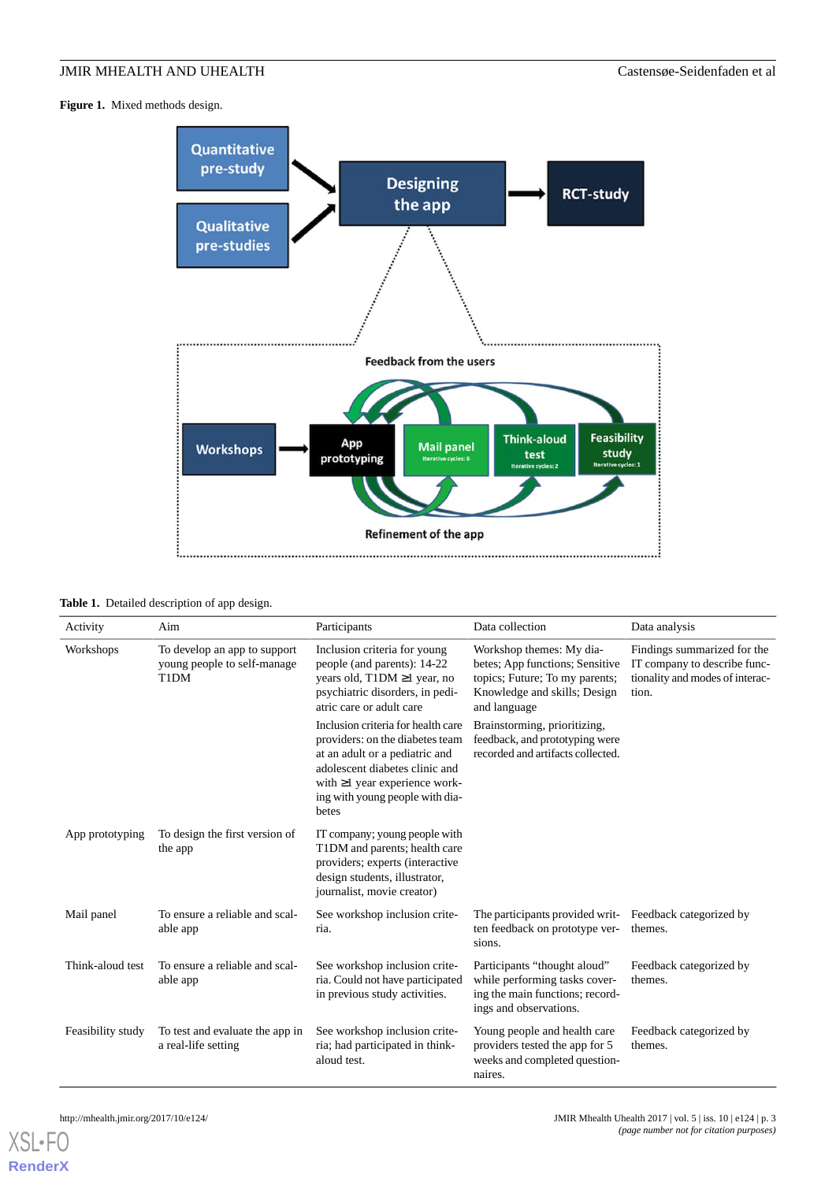**Figure 1.** Mixed methods design.

**Table 1.** Detailed description of app design.

| Activity | Aim | Participants | Data collection | Data analysis |
|---|---|---|---|---|
| Workshops | To develop an app to support young people to self-manage T1DM | Inclusion criteria for young people (and parents): 14-22 years old, T1DM ≥1 year, no psychiatric disorders, in pediatric care or adult care<br>Inclusion criteria for health care providers: on the diabetes team at an adult or a pediatric and adolescent diabetes clinic and with ≥1 year experience working with young people with diabetes | Workshop themes: My diabetes; App functions; Sensitive topics; Future; To my parents; Knowledge and skills; Design and language<br>Brainstorming, prioritizing, feedback, and prototyping were recorded and artifacts collected. | Findings summarized for the IT company to describe functionality and modes of interaction. |
| App prototyping | To design the first version of the app | IT company; young people with T1DM and parents; health care providers; experts (interactive design students, illustrator, journalist, movie creator) | | |
| Mail panel | To ensure a reliable and scalable app | See workshop inclusion criteria. | The participants provided written feedback on prototype versions. | Feedback categorized by themes. |
| Think-aloud test | To ensure a reliable and scalable app | See workshop inclusion criteria. Could not have participated in previous study activities. | Participants "thought aloud" while performing tasks covering the main functions; recordings and observations. | Feedback categorized by themes. |
| Feasibility study | To test and evaluate the app in a real-life setting | See workshop inclusion criteria; had participated in think-aloud test. | Young people and health care providers tested the app for 5 weeks and completed questionnaires. | Feedback categorized by themes. |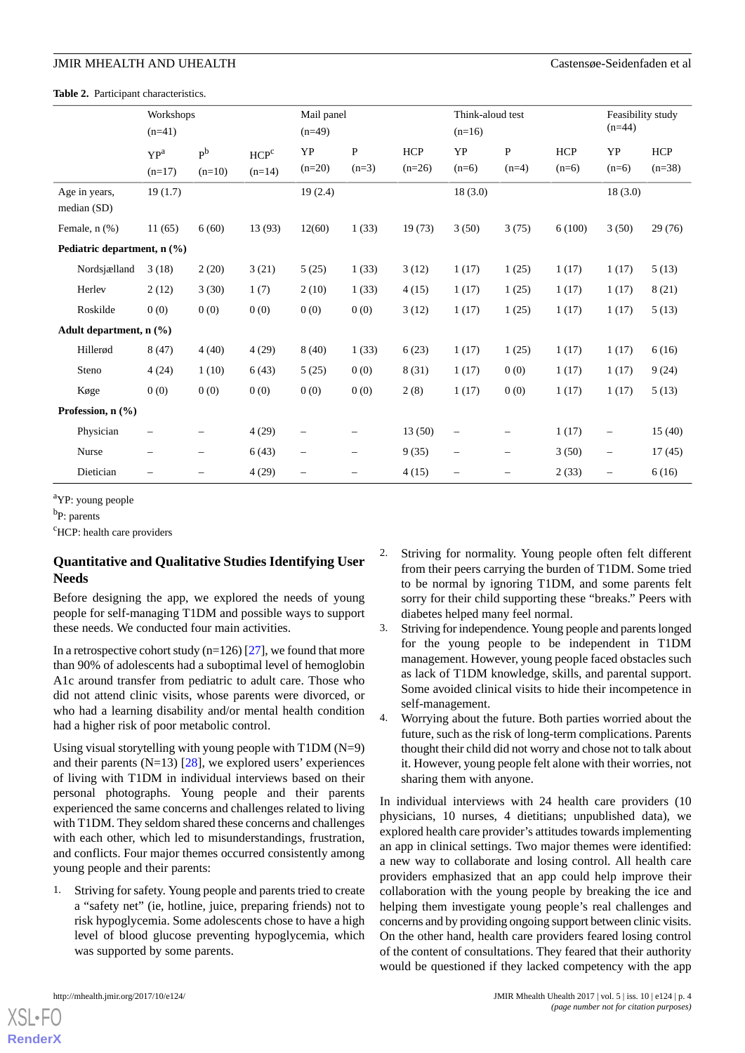**Table 2.** Participant characteristics.

| | Workshops (n=41) | | | Mail panel (n=49) | | | Think-aloud test (n=16) | | | Feasibility study (n=44) | |
|---|---|---|---|---|---|---|---|---|---|---|---|
| | YP[a] (n=17) | P[b] (n=10) | HCP[c] (n=14) | YP (n=20) | P (n=3) | HCP (n=26) | YP (n=6) | P (n=4) | HCP (n=6) | YP (n=6) | HCP (n=38) |
| Age in years, median (SD) | 19 (1.7) | | | 19 (2.4) | | | 18 (3.0) | | | 18 (3.0) | |
| Female, n (%) | 11 (65) | 6 (60) | 13 (93) | 12(60) | 1 (33) | 19 (73) | 3 (50) | 3 (75) | 6 (100) | 3 (50) | 29 (76) |
| **Pediatric department, n (%)** | | | | | | | | | | | |
| Nordsjælland | 3 (18) | 2 (20) | 3 (21) | 5 (25) | 1 (33) | 3 (12) | 1 (17) | 1 (25) | 1 (17) | 1 (17) | 5 (13) |
| Herlev | 2 (12) | 3 (30) | 1 (7) | 2 (10) | 1 (33) | 4 (15) | 1 (17) | 1 (25) | 1 (17) | 1 (17) | 8 (21) |
| Roskilde | 0 (0) | 0 (0) | 0 (0) | 0 (0) | 0 (0) | 3 (12) | 1 (17) | 1 (25) | 1 (17) | 1 (17) | 5 (13) |
| **Adult department, n (%)** | | | | | | | | | | | |
| Hillerød | 8 (47) | 4 (40) | 4 (29) | 8 (40) | 1 (33) | 6 (23) | 1 (17) | 1 (25) | 1 (17) | 1 (17) | 6 (16) |
| Steno | 4 (24) | 1 (10) | 6 (43) | 5 (25) | 0 (0) | 8 (31) | 1 (17) | 0 (0) | 1 (17) | 1 (17) | 9 (24) |
| Køge | 0 (0) | 0 (0) | 0 (0) | 0 (0) | 0 (0) | 2 (8) | 1 (17) | 0 (0) | 1 (17) | 1 (17) | 5 (13) |
| **Profession, n (%)** | | | | | | | | | | | |
| Physician | – | – | 4 (29) | – | – | 13 (50) | – | – | 1 (17) | – | 15 (40) |
| Nurse | – | – | 6 (43) | – | – | 9 (35) | – | – | 3 (50) | – | 17 (45) |
| Dietician | – | – | 4 (29) | – | – | 4 (15) | – | – | 2 (33) | – | 6 (16) |

[a]YP: young people

[b]P: parents

[c]HCP: health care providers

## Quantitative and Qualitative Studies Identifying User Needs

Before designing the app, we explored the needs of young people for self-managing T1DM and possible ways to support these needs. We conducted four main activities.

In a retrospective cohort study (n=126) [27], we found that more than 90% of adolescents had a suboptimal level of hemoglobin A1c around transfer from pediatric to adult care. Those who did not attend clinic visits, whose parents were divorced, or who had a learning disability and/or mental health condition had a higher risk of poor metabolic control.

Using visual storytelling with young people with T1DM (N=9) and their parents (N=13) [28], we explored users' experiences of living with T1DM in individual interviews based on their personal photographs. Young people and their parents experienced the same concerns and challenges related to living with T1DM. They seldom shared these concerns and challenges with each other, which led to misunderstandings, frustration, and conflicts. Four major themes occurred consistently among young people and their parents:

1. Striving for safety. Young people and parents tried to create a "safety net" (ie, hotline, juice, preparing friends) not to risk hypoglycemia. Some adolescents chose to have a high level of blood glucose preventing hypoglycemia, which was supported by some parents.
2. Striving for normality. Young people often felt different from their peers carrying the burden of T1DM. Some tried to be normal by ignoring T1DM, and some parents felt sorry for their child supporting these "breaks." Peers with diabetes helped many feel normal.
3. Striving for independence. Young people and parents longed for the young people to be independent in T1DM management. However, young people faced obstacles such as lack of T1DM knowledge, skills, and parental support. Some avoided clinical visits to hide their incompetence in self-management.
4. Worrying about the future. Both parties worried about the future, such as the risk of long-term complications. Parents thought their child did not worry and chose not to talk about it. However, young people felt alone with their worries, not sharing them with anyone.

In individual interviews with 24 health care providers (10 physicians, 10 nurses, 4 dietitians; unpublished data), we explored health care provider's attitudes towards implementing an app in clinical settings. Two major themes were identified: a new way to collaborate and losing control. All health care providers emphasized that an app could help improve their collaboration with the young people by breaking the ice and helping them investigate young people's real challenges and concerns and by providing ongoing support between clinic visits. On the other hand, health care providers feared losing control of the content of consultations. They feared that their authority would be questioned if they lacked competency with the app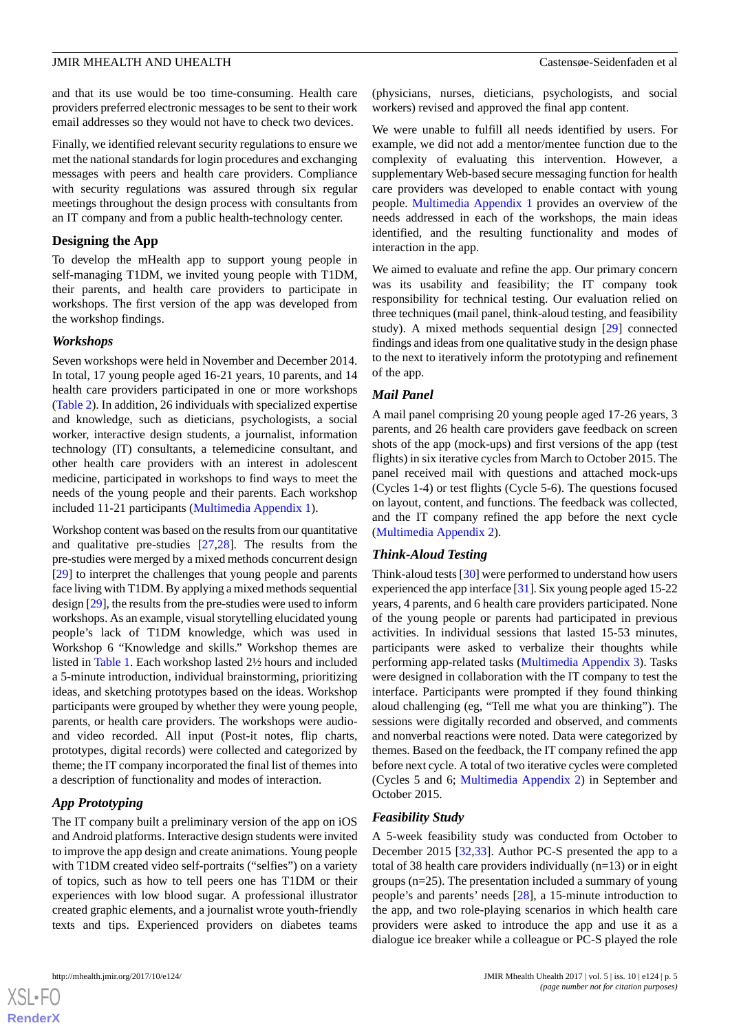and that its use would be too time-consuming. Health care providers preferred electronic messages to be sent to their work email addresses so they would not have to check two devices.

Finally, we identified relevant security regulations to ensure we met the national standards for login procedures and exchanging messages with peers and health care providers. Compliance with security regulations was assured through six regular meetings throughout the design process with consultants from an IT company and from a public health-technology center.

## Designing the App

To develop the mHealth app to support young people in self-managing T1DM, we invited young people with T1DM, their parents, and health care providers to participate in workshops. The first version of the app was developed from the workshop findings.

### *Workshops*

Seven workshops were held in November and December 2014. In total, 17 young people aged 16-21 years, 10 parents, and 14 health care providers participated in one or more workshops (Table 2). In addition, 26 individuals with specialized expertise and knowledge, such as dieticians, psychologists, a social worker, interactive design students, a journalist, information technology (IT) consultants, a telemedicine consultant, and other health care providers with an interest in adolescent medicine, participated in workshops to find ways to meet the needs of the young people and their parents. Each workshop included 11-21 participants (Multimedia Appendix 1).

Workshop content was based on the results from our quantitative and qualitative pre-studies [27,28]. The results from the pre-studies were merged by a mixed methods concurrent design [29] to interpret the challenges that young people and parents face living with T1DM. By applying a mixed methods sequential design [29], the results from the pre-studies were used to inform workshops. As an example, visual storytelling elucidated young people's lack of T1DM knowledge, which was used in Workshop 6 "Knowledge and skills." Workshop themes are listed in Table 1. Each workshop lasted 2½ hours and included a 5-minute introduction, individual brainstorming, prioritizing ideas, and sketching prototypes based on the ideas. Workshop participants were grouped by whether they were young people, parents, or health care providers. The workshops were audio- and video recorded. All input (Post-it notes, flip charts, prototypes, digital records) were collected and categorized by theme; the IT company incorporated the final list of themes into a description of functionality and modes of interaction.

### *App Prototyping*

The IT company built a preliminary version of the app on iOS and Android platforms. Interactive design students were invited to improve the app design and create animations. Young people with T1DM created video self-portraits ("selfies") on a variety of topics, such as how to tell peers one has T1DM or their experiences with low blood sugar. A professional illustrator created graphic elements, and a journalist wrote youth-friendly texts and tips. Experienced providers on diabetes teams (physicians, nurses, dieticians, psychologists, and social workers) revised and approved the final app content.

We were unable to fulfill all needs identified by users. For example, we did not add a mentor/mentee function due to the complexity of evaluating this intervention. However, a supplementary Web-based secure messaging function for health care providers was developed to enable contact with young people. Multimedia Appendix 1 provides an overview of the needs addressed in each of the workshops, the main ideas identified, and the resulting functionality and modes of interaction in the app.

We aimed to evaluate and refine the app. Our primary concern was its usability and feasibility; the IT company took responsibility for technical testing. Our evaluation relied on three techniques (mail panel, think-aloud testing, and feasibility study). A mixed methods sequential design [29] connected findings and ideas from one qualitative study in the design phase to the next to iteratively inform the prototyping and refinement of the app.

### *Mail Panel*

A mail panel comprising 20 young people aged 17-26 years, 3 parents, and 26 health care providers gave feedback on screen shots of the app (mock-ups) and first versions of the app (test flights) in six iterative cycles from March to October 2015. The panel received mail with questions and attached mock-ups (Cycles 1-4) or test flights (Cycle 5-6). The questions focused on layout, content, and functions. The feedback was collected, and the IT company refined the app before the next cycle (Multimedia Appendix 2).

### *Think-Aloud Testing*

Think-aloud tests [30] were performed to understand how users experienced the app interface [31]. Six young people aged 15-22 years, 4 parents, and 6 health care providers participated. None of the young people or parents had participated in previous activities. In individual sessions that lasted 15-53 minutes, participants were asked to verbalize their thoughts while performing app-related tasks (Multimedia Appendix 3). Tasks were designed in collaboration with the IT company to test the interface. Participants were prompted if they found thinking aloud challenging (eg, "Tell me what you are thinking"). The sessions were digitally recorded and observed, and comments and nonverbal reactions were noted. Data were categorized by themes. Based on the feedback, the IT company refined the app before next cycle. A total of two iterative cycles were completed (Cycles 5 and 6; Multimedia Appendix 2) in September and October 2015.

### *Feasibility Study*

A 5-week feasibility study was conducted from October to December 2015 [32,33]. Author PC-S presented the app to a total of 38 health care providers individually (n=13) or in eight groups (n=25). The presentation included a summary of young people's and parents' needs [28], a 15-minute introduction to the app, and two role-playing scenarios in which health care providers were asked to introduce the app and use it as a dialogue ice breaker while a colleague or PC-S played the role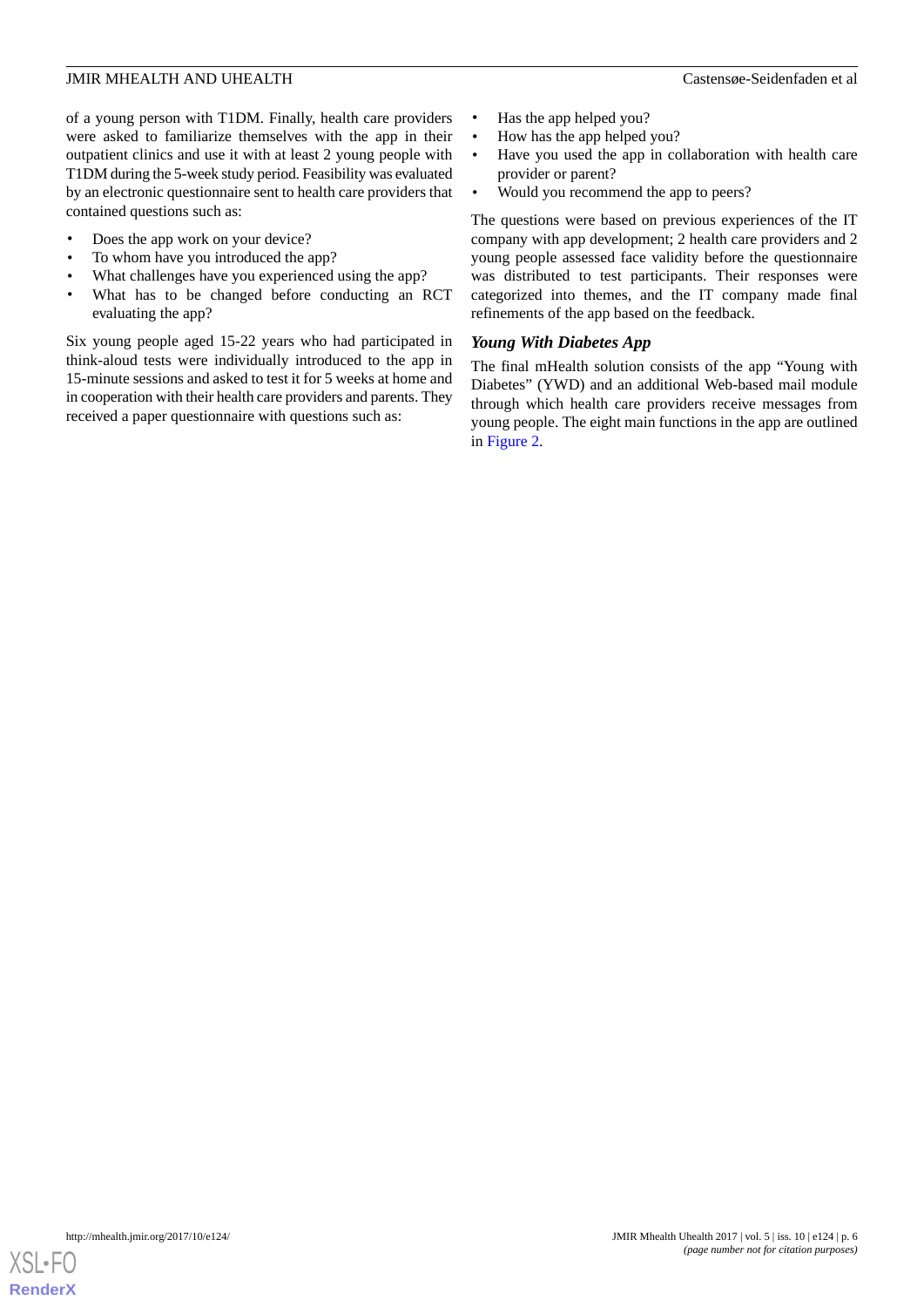of a young person with T1DM. Finally, health care providers were asked to familiarize themselves with the app in their outpatient clinics and use it with at least 2 young people with T1DM during the 5-week study period. Feasibility was evaluated by an electronic questionnaire sent to health care providers that contained questions such as:

- Does the app work on your device?
- To whom have you introduced the app?
- What challenges have you experienced using the app?
- What has to be changed before conducting an RCT evaluating the app?

Six young people aged 15-22 years who had participated in think-aloud tests were individually introduced to the app in 15-minute sessions and asked to test it for 5 weeks at home and in cooperation with their health care providers and parents. They received a paper questionnaire with questions such as:

- Has the app helped you?
- How has the app helped you?
- Have you used the app in collaboration with health care provider or parent?
- Would you recommend the app to peers?

The questions were based on previous experiences of the IT company with app development; 2 health care providers and 2 young people assessed face validity before the questionnaire was distributed to test participants. Their responses were categorized into themes, and the IT company made final refinements of the app based on the feedback.

### Young With Diabetes App

The final mHealth solution consists of the app "Young with Diabetes" (YWD) and an additional Web-based mail module through which health care providers receive messages from young people. The eight main functions in the app are outlined in Figure 2.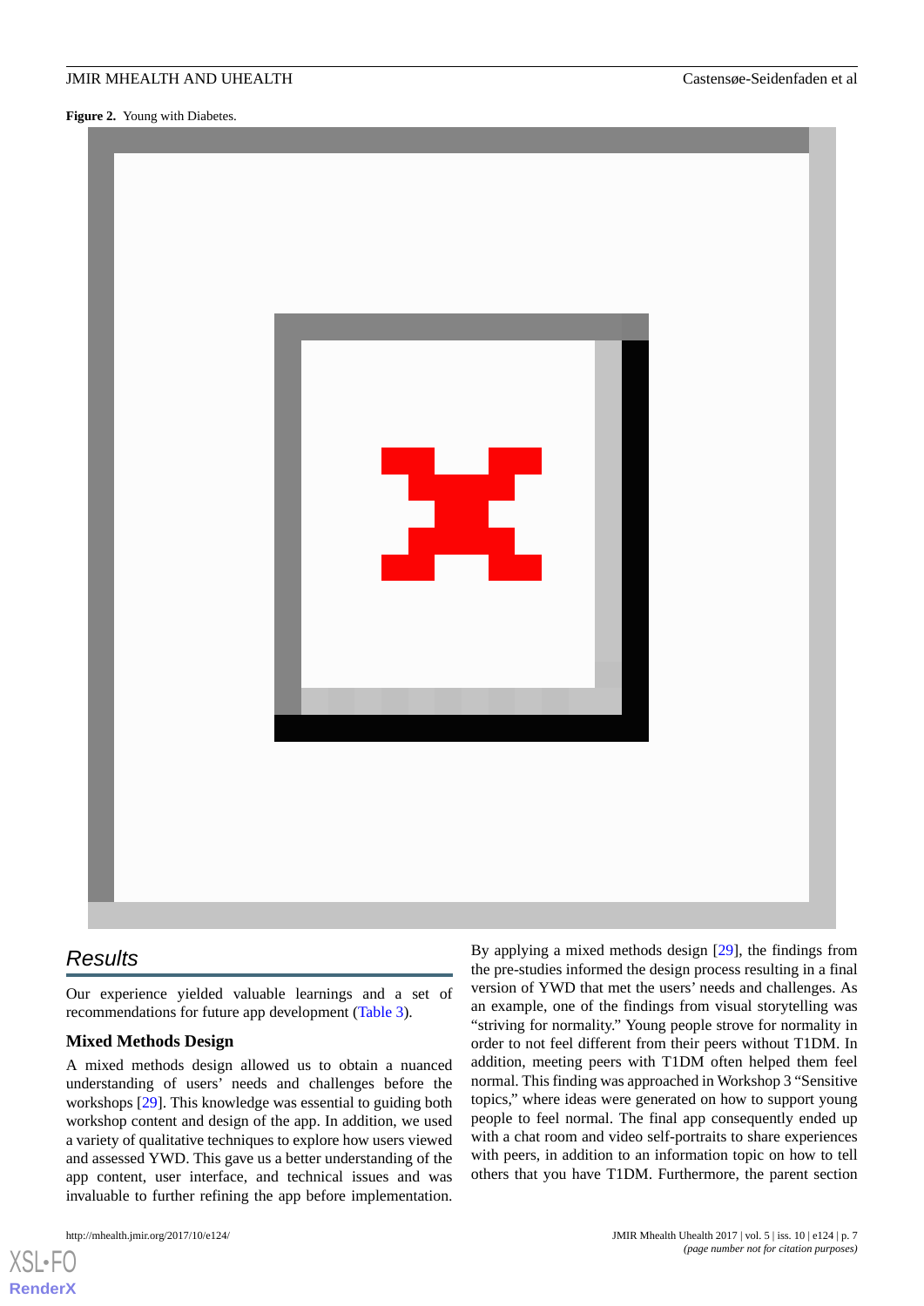**Figure 2.** Young with Diabetes.

## Results

Our experience yielded valuable learnings and a set of recommendations for future app development (Table 3).

### Mixed Methods Design

A mixed methods design allowed us to obtain a nuanced understanding of users' needs and challenges before the workshops [29]. This knowledge was essential to guiding both workshop content and design of the app. In addition, we used a variety of qualitative techniques to explore how users viewed and assessed YWD. This gave us a better understanding of the app content, user interface, and technical issues and was invaluable to further refining the app before implementation.

By applying a mixed methods design [29], the findings from the pre-studies informed the design process resulting in a final version of YWD that met the users' needs and challenges. As an example, one of the findings from visual storytelling was "striving for normality." Young people strove for normality in order to not feel different from their peers without T1DM. In addition, meeting peers with T1DM often helped them feel normal. This finding was approached in Workshop 3 "Sensitive topics," where ideas were generated on how to support young people to feel normal. The final app consequently ended up with a chat room and video self-portraits to share experiences with peers, in addition to an information topic on how to tell others that you have T1DM. Furthermore, the parent section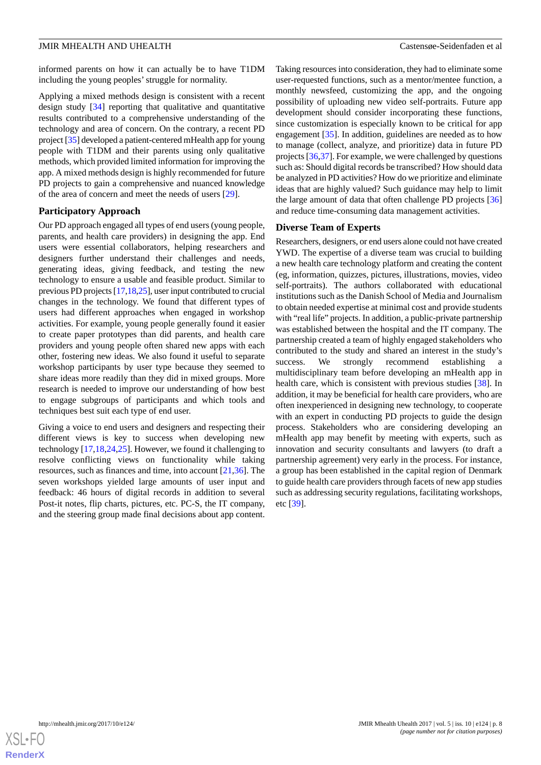informed parents on how it can actually be to have T1DM including the young peoples' struggle for normality.

Applying a mixed methods design is consistent with a recent design study [34] reporting that qualitative and quantitative results contributed to a comprehensive understanding of the technology and area of concern. On the contrary, a recent PD project [35] developed a patient-centered mHealth app for young people with T1DM and their parents using only qualitative methods, which provided limited information for improving the app. A mixed methods design is highly recommended for future PD projects to gain a comprehensive and nuanced knowledge of the area of concern and meet the needs of users [29].

### Participatory Approach

Our PD approach engaged all types of end users (young people, parents, and health care providers) in designing the app. End users were essential collaborators, helping researchers and designers further understand their challenges and needs, generating ideas, giving feedback, and testing the new technology to ensure a usable and feasible product. Similar to previous PD projects [17,18,25], user input contributed to crucial changes in the technology. We found that different types of users had different approaches when engaged in workshop activities. For example, young people generally found it easier to create paper prototypes than did parents, and health care providers and young people often shared new apps with each other, fostering new ideas. We also found it useful to separate workshop participants by user type because they seemed to share ideas more readily than they did in mixed groups. More research is needed to improve our understanding of how best to engage subgroups of participants and which tools and techniques best suit each type of end user.

Giving a voice to end users and designers and respecting their different views is key to success when developing new technology [17,18,24,25]. However, we found it challenging to resolve conflicting views on functionality while taking resources, such as finances and time, into account [21,36]. The seven workshops yielded large amounts of user input and feedback: 46 hours of digital records in addition to several Post-it notes, flip charts, pictures, etc. PC-S, the IT company, and the steering group made final decisions about app content. Taking resources into consideration, they had to eliminate some user-requested functions, such as a mentor/mentee function, a monthly newsfeed, customizing the app, and the ongoing possibility of uploading new video self-portraits. Future app development should consider incorporating these functions, since customization is especially known to be critical for app engagement [35]. In addition, guidelines are needed as to how to manage (collect, analyze, and prioritize) data in future PD projects [36,37]. For example, we were challenged by questions such as: Should digital records be transcribed? How should data be analyzed in PD activities? How do we prioritize and eliminate ideas that are highly valued? Such guidance may help to limit the large amount of data that often challenge PD projects [36] and reduce time-consuming data management activities.

### Diverse Team of Experts

Researchers, designers, or end users alone could not have created YWD. The expertise of a diverse team was crucial to building a new health care technology platform and creating the content (eg, information, quizzes, pictures, illustrations, movies, video self-portraits). The authors collaborated with educational institutions such as the Danish School of Media and Journalism to obtain needed expertise at minimal cost and provide students with "real life" projects. In addition, a public-private partnership was established between the hospital and the IT company. The partnership created a team of highly engaged stakeholders who contributed to the study and shared an interest in the study's success. We strongly recommend establishing a multidisciplinary team before developing an mHealth app in health care, which is consistent with previous studies [38]. In addition, it may be beneficial for health care providers, who are often inexperienced in designing new technology, to cooperate with an expert in conducting PD projects to guide the design process. Stakeholders who are considering developing an mHealth app may benefit by meeting with experts, such as innovation and security consultants and lawyers (to draft a partnership agreement) very early in the process. For instance, a group has been established in the capital region of Denmark to guide health care providers through facets of new app studies such as addressing security regulations, facilitating workshops, etc [39].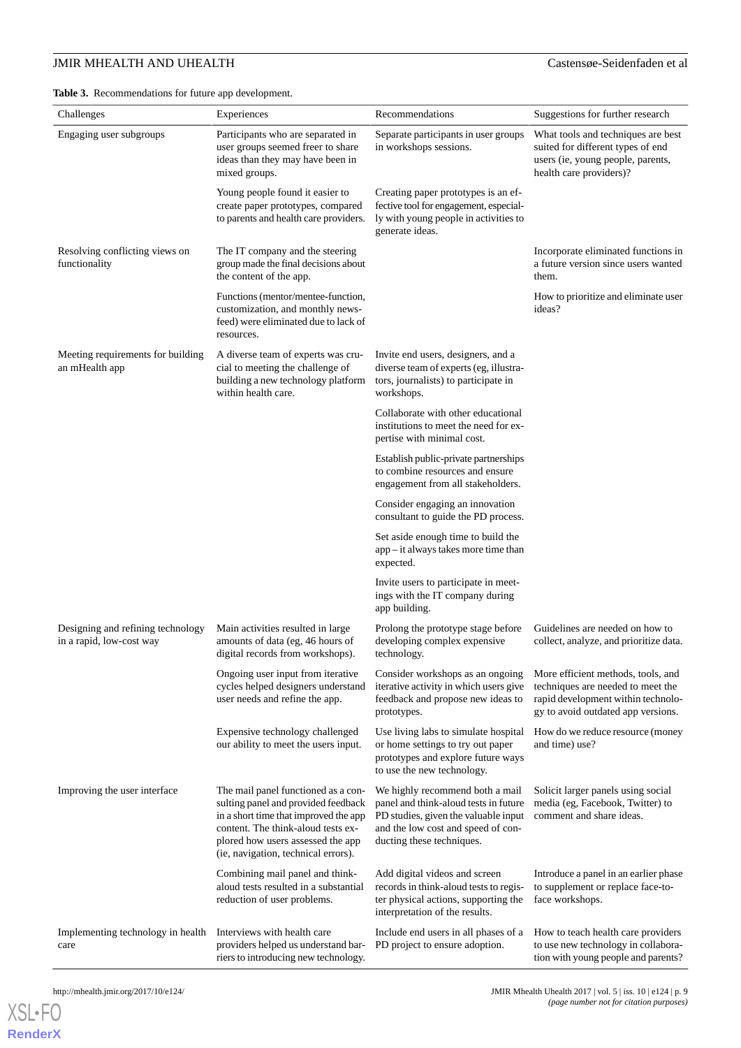**Table 3.** Recommendations for future app development.

| Challenges | Experiences | Recommendations | Suggestions for further research |
|---|---|---|---|
| Engaging user subgroups | Participants who are separated in user groups seemed freer to share ideas than they may have been in mixed groups. | Separate participants in user groups in workshops sessions. | What tools and techniques are best suited for different types of end users (ie, young people, parents, health care providers)? |
| | Young people found it easier to create paper prototypes, compared to parents and health care providers. | Creating paper prototypes is an effective tool for engagement, especially with young people in activities to generate ideas. | |
| Resolving conflicting views on functionality | The IT company and the steering group made the final decisions about the content of the app. | | Incorporate eliminated functions in a future version since users wanted them. |
| | Functions (mentor/mentee-function, customization, and monthly newsfeed) were eliminated due to lack of resources. | | How to prioritize and eliminate user ideas? |
| Meeting requirements for building an mHealth app | A diverse team of experts was crucial to meeting the challenge of building a new technology platform within health care. | Invite end users, designers, and a diverse team of experts (eg, illustrators, journalists) to participate in workshops. | |
| | | Collaborate with other educational institutions to meet the need for expertise with minimal cost. | |
| | | Establish public-private partnerships to combine resources and ensure engagement from all stakeholders. | |
| | | Consider engaging an innovation consultant to guide the PD process. | |
| | | Set aside enough time to build the app – it always takes more time than expected. | |
| | | Invite users to participate in meetings with the IT company during app building. | |
| Designing and refining technology in a rapid, low-cost way | Main activities resulted in large amounts of data (eg, 46 hours of digital records from workshops). | Prolong the prototype stage before developing complex expensive technology. | Guidelines are needed on how to collect, analyze, and prioritize data. |
| | Ongoing user input from iterative cycles helped designers understand user needs and refine the app. | Consider workshops as an ongoing iterative activity in which users give feedback and propose new ideas to prototypes. | More efficient methods, tools, and techniques are needed to meet the rapid development within technology to avoid outdated app versions. |
| | Expensive technology challenged our ability to meet the users input. | Use living labs to simulate hospital or home settings to try out paper prototypes and explore future ways to use the new technology. | How do we reduce resource (money and time) use? |
| Improving the user interface | The mail panel functioned as a consulting panel and provided feedback in a short time that improved the app content. The think-aloud tests explored how users assessed the app (ie, navigation, technical errors). | We highly recommend both a mail panel and think-aloud tests in future PD studies, given the valuable input and the low cost and speed of conducting these techniques. | Solicit larger panels using social media (eg, Facebook, Twitter) to comment and share ideas. |
| | Combining mail panel and think-aloud tests resulted in a substantial reduction of user problems. | Add digital videos and screen records in think-aloud tests to register physical actions, supporting the interpretation of the results. | Introduce a panel in an earlier phase to supplement or replace face-to-face workshops. |
| Implementing technology in health care | Interviews with health care providers helped us understand barriers to introducing new technology. | Include end users in all phases of a PD project to ensure adoption. | How to teach health care providers to use new technology in collaboration with young people and parents? |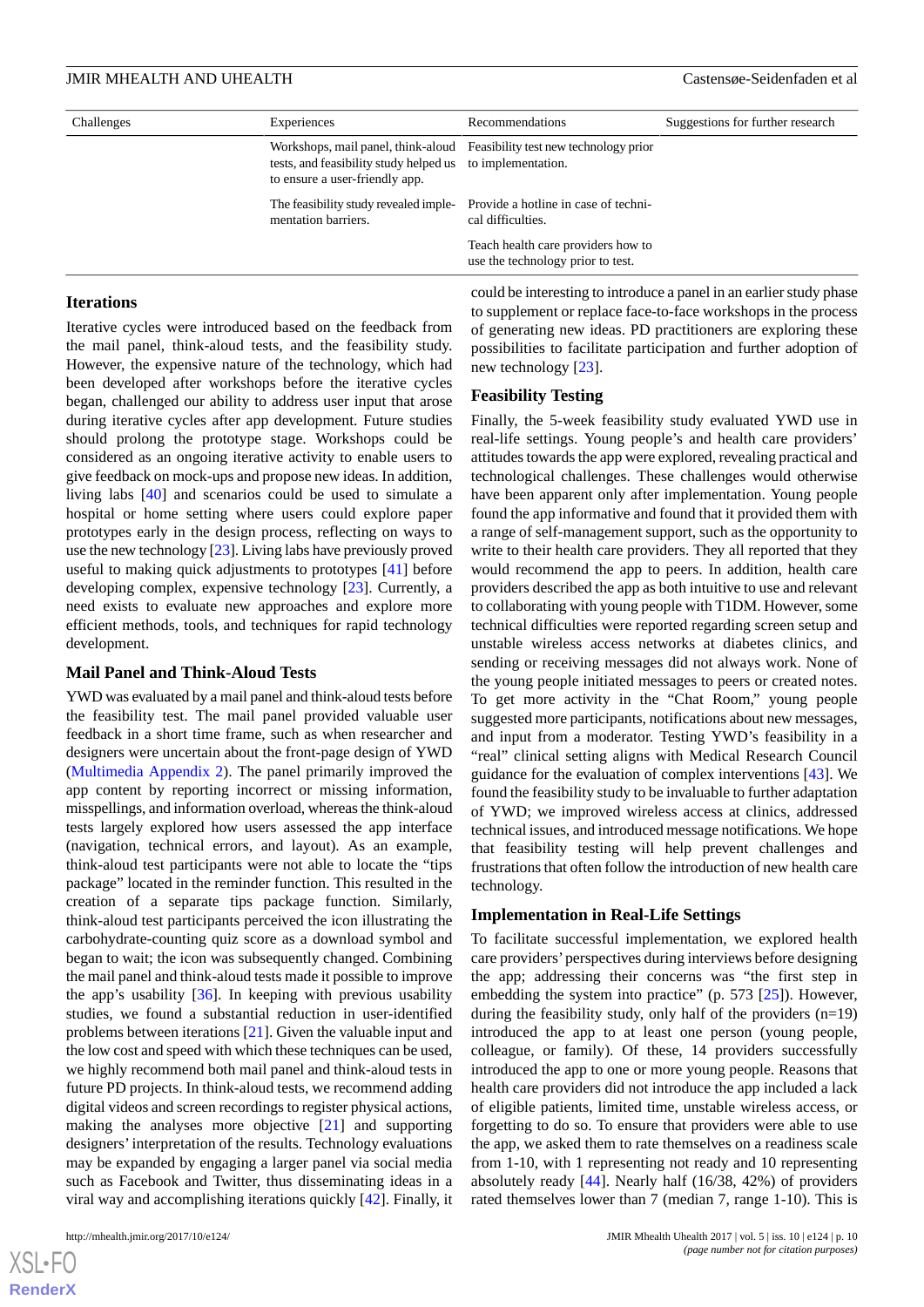| Challenges | Experiences | Recommendations | Suggestions for further research |
|---|---|---|---|
| | Workshops, mail panel, think-aloud tests, and feasibility study helped us to ensure a user-friendly app. | Feasibility test new technology prior to implementation. | |
| | The feasibility study revealed implementation barriers. | Provide a hotline in case of technical difficulties. | |
| | | Teach health care providers how to use the technology prior to test. | |

### Iterations

Iterative cycles were introduced based on the feedback from the mail panel, think-aloud tests, and the feasibility study. However, the expensive nature of the technology, which had been developed after workshops before the iterative cycles began, challenged our ability to address user input that arose during iterative cycles after app development. Future studies should prolong the prototype stage. Workshops could be considered as an ongoing iterative activity to enable users to give feedback on mock-ups and propose new ideas. In addition, living labs [40] and scenarios could be used to simulate a hospital or home setting where users could explore paper prototypes early in the design process, reflecting on ways to use the new technology [23]. Living labs have previously proved useful to making quick adjustments to prototypes [41] before developing complex, expensive technology [23]. Currently, a need exists to evaluate new approaches and explore more efficient methods, tools, and techniques for rapid technology development.

### Mail Panel and Think-Aloud Tests

YWD was evaluated by a mail panel and think-aloud tests before the feasibility test. The mail panel provided valuable user feedback in a short time frame, such as when researcher and designers were uncertain about the front-page design of YWD (Multimedia Appendix 2). The panel primarily improved the app content by reporting incorrect or missing information, misspellings, and information overload, whereas the think-aloud tests largely explored how users assessed the app interface (navigation, technical errors, and layout). As an example, think-aloud test participants were not able to locate the "tips package" located in the reminder function. This resulted in the creation of a separate tips package function. Similarly, think-aloud test participants perceived the icon illustrating the carbohydrate-counting quiz score as a download symbol and began to use it; the icon was subsequently changed. Combining the mail panel and think-aloud tests made it possible to improve the app's usability [36]. In keeping with previous usability studies, we found a substantial reduction in user-identified problems between iterations [21]. Given the valuable input and the low cost and speed with which these techniques can be used, we highly recommend both mail panel and think-aloud tests in future PD projects. In think-aloud tests, we recommend adding digital videos and screen recordings to register physical actions, making the analyses more objective [21] and supporting designers' interpretation of the results. Technology evaluations may be expanded by engaging a larger panel via social media such as Facebook and Twitter, thus disseminating ideas in a viral way and accomplishing iterations quickly [42]. Finally, it could be interesting to introduce a panel in an earlier study phase to supplement or replace face-to-face workshops in the process of generating new ideas. PD practitioners are exploring these possibilities to facilitate participation and further adoption of new technology [23].

### Feasibility Testing

Finally, the 5-week feasibility study evaluated YWD use in real-life settings. Young people's and health care providers' attitudes towards the app were explored, revealing practical and technological challenges. These challenges would otherwise have been apparent only after implementation. Young people found the app informative and found that it provided them with a range of self-management support, such as the opportunity to write to their health care providers. They all reported that they would recommend the app to peers. In addition, health care providers described the app as both intuitive to use and relevant to collaborating with young people with T1DM. However, some technical difficulties were reported regarding screen setup and unstable wireless access networks at diabetes clinics, and sending or receiving messages did not always work. None of the young people initiated messages to peers or created notes. To get more activity in the "Chat Room," young people suggested more participants, notifications about new messages, and input from a moderator. Testing YWD's feasibility in a "real" clinical setting aligns with Medical Research Council guidance for the evaluation of complex interventions [43]. We found the feasibility study to be invaluable to further adaptation of YWD; we improved wireless access at clinics, addressed technical issues, and introduced message notifications. We hope that feasibility testing will help prevent challenges and frustrations that often follow the introduction of new health care technology.

### Implementation in Real-Life Settings

To facilitate successful implementation, we explored health care providers' perspectives during interviews before designing the app; addressing their concerns was "the first step in embedding the system into practice" (p. 573 [25]). However, during the feasibility study, only half of the providers (n=19) introduced the app to at least one person (young people, colleague, or family). Of these, 14 providers successfully introduced the app to one or more young people. Reasons that health care providers did not introduce the app included a lack of eligible patients, limited time, unstable wireless access, or forgetting to do so. To ensure that providers were able to use the app, we asked them to rate themselves on a readiness scale from 1-10, with 1 representing not ready and 10 representing absolutely ready [44]. Nearly half (16/38, 42%) of providers rated themselves lower than 7 (median 7, range 1-10). This is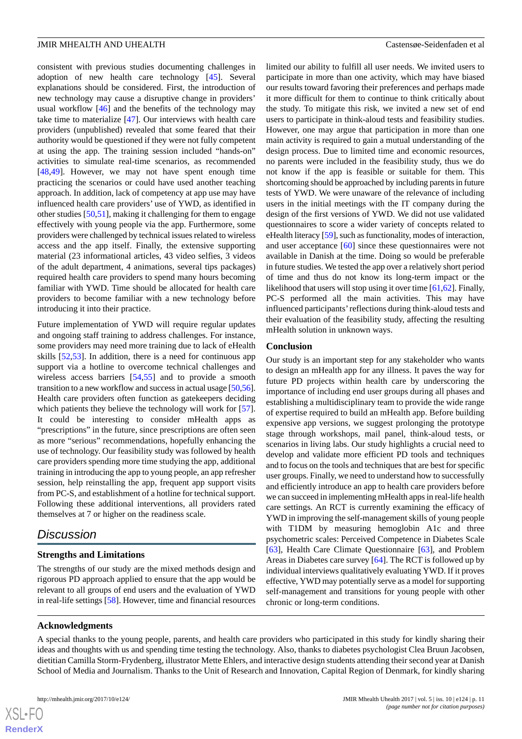consistent with previous studies documenting challenges in adoption of new health care technology [45]. Several explanations should be considered. First, the introduction of new technology may cause a disruptive change in providers' usual workflow [46] and the benefits of the technology may take time to materialize [47]. Our interviews with health care providers (unpublished) revealed that some feared that their authority would be questioned if they were not fully competent at using the app. The training session included "hands-on" activities to simulate real-time scenarios, as recommended [48,49]. However, we may not have spent enough time practicing the scenarios or could have used another teaching approach. In addition, lack of competency at app use may have influenced health care providers' use of YWD, as identified in other studies [50,51], making it challenging for them to engage effectively with young people via the app. Furthermore, some providers were challenged by technical issues related to wireless access and the app itself. Finally, the extensive supporting material (23 informational articles, 43 video selfies, 3 videos of the adult department, 4 animations, several tips packages) required health care providers to spend many hours becoming familiar with YWD. Time should be allocated for health care providers to become familiar with a new technology before introducing it into their practice.

Future implementation of YWD will require regular updates and ongoing staff training to address challenges. For instance, some providers may need more training due to lack of eHealth skills [52,53]. In addition, there is a need for continuous app support via a hotline to overcome technical challenges and wireless access barriers [54,55] and to provide a smooth transition to a new workflow and success in actual usage [50,56]. Health care providers often function as gatekeepers deciding which patients they believe the technology will work for [57]. It could be interesting to consider mHealth apps as "prescriptions" in the future, since prescriptions are often seen as more "serious" recommendations, hopefully enhancing the use of technology. Our feasibility study was followed by health care providers spending more time studying the app, additional training in introducing the app to young people, an app refresher session, help reinstalling the app, frequent app support visits from PC-S, and establishment of a hotline for technical support. Following these additional interventions, all providers rated themselves at 7 or higher on the readiness scale.

## Discussion

### Strengths and Limitations

The strengths of our study are the mixed methods design and rigorous PD approach applied to ensure that the app would be relevant to all groups of end users and the evaluation of YWD in real-life settings [58]. However, time and financial resources limited our ability to fulfill all user needs. We invited users to participate in more than one activity, which may have biased our results toward favoring their preferences and perhaps made it more difficult for them to continue to think critically about the study. To mitigate this risk, we invited a new set of end users to participate in think-aloud tests and feasibility studies. However, one may argue that participation in more than one main activity is required to gain a mutual understanding of the design process. Due to limited time and economic resources, no parents were included in the feasibility study, thus we do not know if the app is feasible or suitable for them. This shortcoming should be approached by including parents in future tests of YWD. We were unaware of the relevance of including users in the initial meetings with the IT company during the design of the first versions of YWD. We did not use validated questionnaires to score a wider variety of concepts related to eHealth literacy [59], such as functionality, modes of interaction, and user acceptance [60] since these questionnaires were not available in Danish at the time. Doing so would be preferable in future studies. We tested the app over a relatively short period of time and thus do not know its long-term impact or the likelihood that users will stop using it over time [61,62]. Finally, PC-S performed all the main activities. This may have influenced participants' reflections during think-aloud tests and their evaluation of the feasibility study, affecting the resulting mHealth solution in unknown ways.

### Conclusion

Our study is an important step for any stakeholder who wants to design an mHealth app for any illness. It paves the way for future PD projects within health care by underscoring the importance of including end user groups during all phases and establishing a multidisciplinary team to provide the wide range of expertise required to build an mHealth app. Before building expensive app versions, we suggest prolonging the prototype stage through workshops, mail panel, think-aloud tests, or scenarios in living labs. Our study highlights a crucial need to develop and validate more efficient PD tools and techniques and to focus on the tools and techniques that are best for specific user groups. Finally, we need to understand how to successfully and efficiently introduce an app to health care providers before we can succeed in implementing mHealth apps in real-life health care settings. An RCT is currently examining the efficacy of YWD in improving the self-management skills of young people with T1DM by measuring hemoglobin A1c and three psychometric scales: Perceived Competence in Diabetes Scale [63], Health Care Climate Questionnaire [63], and Problem Areas in Diabetes care survey [64]. The RCT is followed up by individual interviews qualitatively evaluating YWD. If it proves effective, YWD may potentially serve as a model for supporting self-management and transitions for young people with other chronic or long-term conditions.

## Acknowledgments

A special thanks to the young people, parents, and health care providers who participated in this study for kindly sharing their ideas and thoughts with us and spending time testing the technology. Also, thanks to diabetes psychologist Clea Bruun Jacobsen, dietitian Camilla Storm-Frydenberg, illustrator Mette Ehlers, and interactive design students attending their second year at Danish School of Media and Journalism. Thanks to the Unit of Research and Innovation, Capital Region of Denmark, for kindly sharing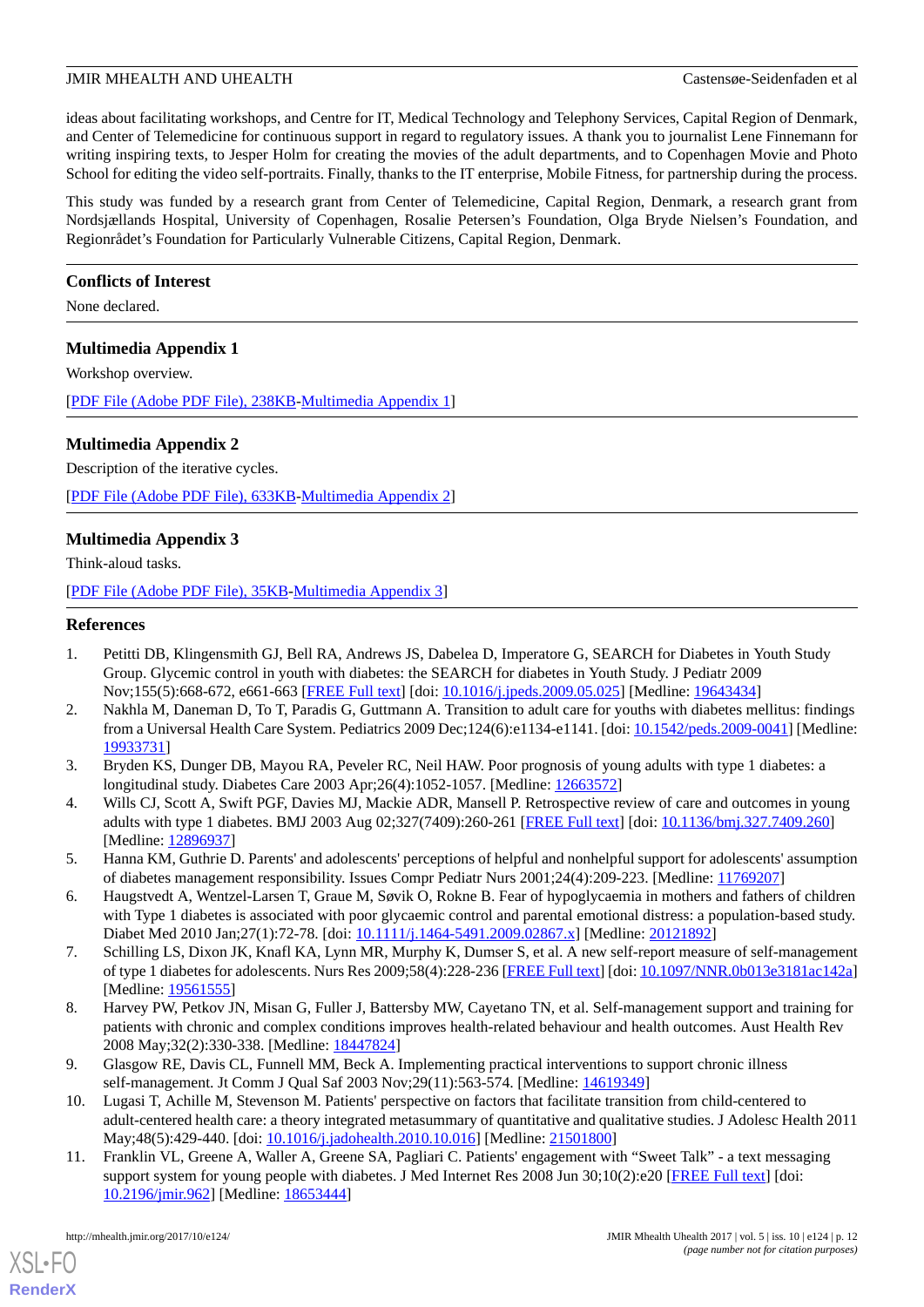ideas about facilitating workshops, and Centre for IT, Medical Technology and Telephony Services, Capital Region of Denmark, and Center of Telemedicine for continuous support in regard to regulatory issues. A thank you to journalist Lene Finnemann for writing inspiring texts, to Jesper Holm for creating the movies of the adult departments, and to Copenhagen Movie and Photo School for editing the video self-portraits. Finally, thanks to the IT enterprise, Mobile Fitness, for partnership during the process.

This study was funded by a research grant from Center of Telemedicine, Capital Region, Denmark, a research grant from Nordsjællands Hospital, University of Copenhagen, Rosalie Petersen's Foundation, Olga Bryde Nielsen's Foundation, and Regionrådet's Foundation for Particularly Vulnerable Citizens, Capital Region, Denmark.

## Conflicts of Interest

None declared.

## Multimedia Appendix 1

Workshop overview.

[PDF File (Adobe PDF File), 238KB-Multimedia Appendix 1]

## Multimedia Appendix 2

Description of the iterative cycles.

[PDF File (Adobe PDF File), 633KB-Multimedia Appendix 2]

## Multimedia Appendix 3

Think-aloud tasks.

[PDF File (Adobe PDF File), 35KB-Multimedia Appendix 3]

## References

1. Petitti DB, Klingensmith GJ, Bell RA, Andrews JS, Dabelea D, Imperatore G, SEARCH for Diabetes in Youth Study Group. Glycemic control in youth with diabetes: the SEARCH for diabetes in Youth Study. J Pediatr 2009 Nov;155(5):668-672, e661-663 [FREE Full text] [doi: 10.1016/j.jpeds.2009.05.025] [Medline: 19643434]
2. Nakhla M, Daneman D, To T, Paradis G, Guttmann A. Transition to adult care for youths with diabetes mellitus: findings from a Universal Health Care System. Pediatrics 2009 Dec;124(6):e1134-e1141. [doi: 10.1542/peds.2009-0041] [Medline: 19933731]
3. Bryden KS, Dunger DB, Mayou RA, Peveler RC, Neil HAW. Poor prognosis of young adults with type 1 diabetes: a longitudinal study. Diabetes Care 2003 Apr;26(4):1052-1057. [Medline: 12663572]
4. Wills CJ, Scott A, Swift PGF, Davies MJ, Mackie ADR, Mansell P. Retrospective review of care and outcomes in young adults with type 1 diabetes. BMJ 2003 Aug 02;327(7409):260-261 [FREE Full text] [doi: 10.1136/bmj.327.7409.260] [Medline: 12896937]
5. Hanna KM, Guthrie D. Parents' and adolescents' perceptions of helpful and nonhelpful support for adolescents' assumption of diabetes management responsibility. Issues Compr Pediatr Nurs 2001;24(4):209-223. [Medline: 11769207]
6. Haugstvedt A, Wentzel-Larsen T, Graue M, Søvik O, Rokne B. Fear of hypoglycaemia in mothers and fathers of children with Type 1 diabetes is associated with poor glycaemic control and parental emotional distress: a population-based study. Diabet Med 2010 Jan;27(1):72-78. [doi: 10.1111/j.1464-5491.2009.02867.x] [Medline: 20121892]
7. Schilling LS, Dixon JK, Knafl KA, Lynn MR, Murphy K, Dumser S, et al. A new self-report measure of self-management of type 1 diabetes for adolescents. Nurs Res 2009;58(4):228-236 [FREE Full text] [doi: 10.1097/NNR.0b013e3181ac142a] [Medline: 19561555]
8. Harvey PW, Petkov JN, Misan G, Fuller J, Battersby MW, Cayetano TN, et al. Self-management support and training for patients with chronic and complex conditions improves health-related behaviour and health outcomes. Aust Health Rev 2008 May;32(2):330-338. [Medline: 18447824]
9. Glasgow RE, Davis CL, Funnell MM, Beck A. Implementing practical interventions to support chronic illness self-management. Jt Comm J Qual Saf 2003 Nov;29(11):563-574. [Medline: 14619349]
10. Lugasi T, Achille M, Stevenson M. Patients' perspective on factors that facilitate transition from child-centered to adult-centered health care: a theory integrated metasummary of quantitative and qualitative studies. J Adolesc Health 2011 May;48(5):429-440. [doi: 10.1016/j.jadohealth.2010.10.016] [Medline: 21501800]
11. Franklin VL, Greene A, Waller A, Greene SA, Pagliari C. Patients' engagement with "Sweet Talk" - a text messaging support system for young people with diabetes. J Med Internet Res 2008 Jun 30;10(2):e20 [FREE Full text] [doi: 10.2196/jmir.962] [Medline: 18653444]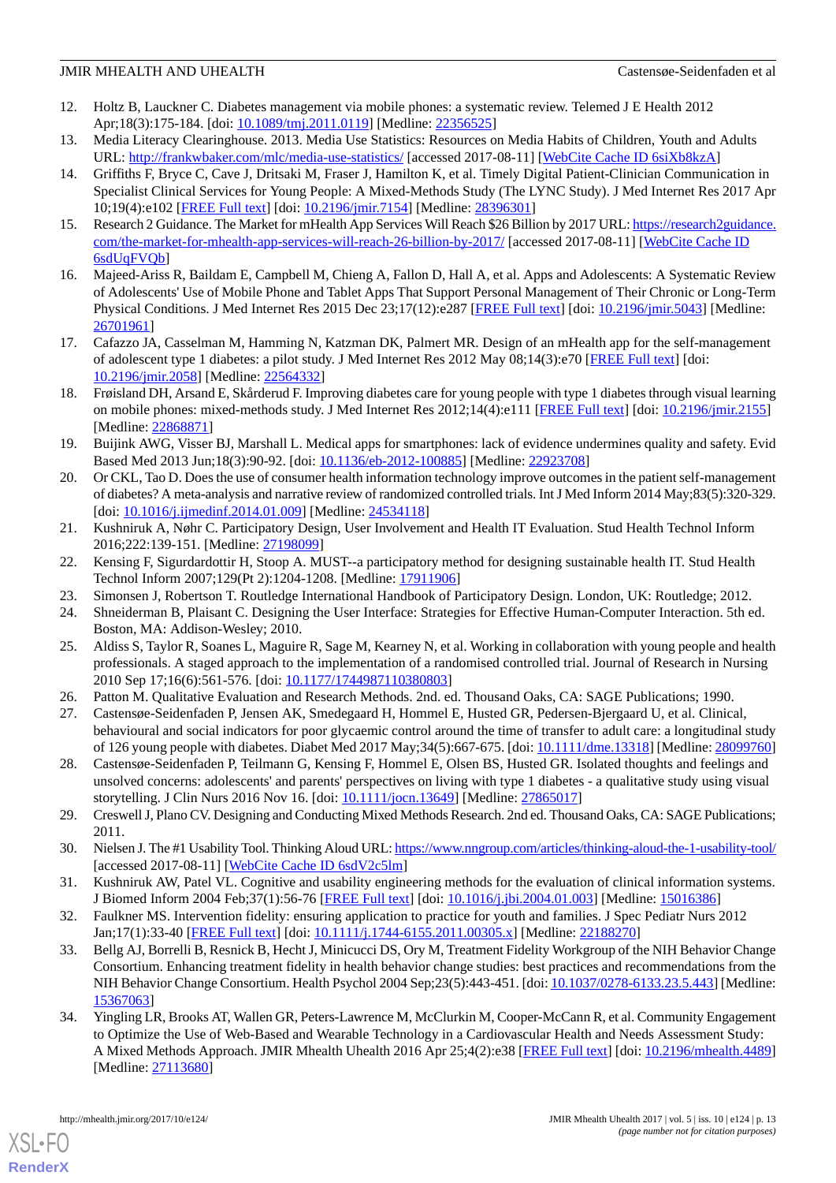12. Holtz B, Lauckner C. Diabetes management via mobile phones: a systematic review. Telemed J E Health 2012 Apr;18(3):175-184. [doi: 10.1089/tmj.2011.0119] [Medline: 22356525]
13. Media Literacy Clearinghouse. 2013. Media Use Statistics: Resources on Media Habits of Children, Youth and Adults URL: http://frankwbaker.com/mlc/media-use-statistics/ [accessed 2017-08-11] [WebCite Cache ID 6siXb8kzA]
14. Griffiths F, Bryce C, Cave J, Dritsaki M, Fraser J, Hamilton K, et al. Timely Digital Patient-Clinician Communication in Specialist Clinical Services for Young People: A Mixed-Methods Study (The LYNC Study). J Med Internet Res 2017 Apr 10;19(4):e102 [FREE Full text] [doi: 10.2196/jmir.7154] [Medline: 28396301]
15. Research 2 Guidance. The Market for mHealth App Services Will Reach $26 Billion by 2017 URL: https://research2guidance.com/the-market-for-mhealth-app-services-will-reach-26-billion-by-2017/ [accessed 2017-08-11] [WebCite Cache ID 6sdUqFVQb]
16. Majeed-Ariss R, Baildam E, Campbell M, Chieng A, Fallon D, Hall A, et al. Apps and Adolescents: A Systematic Review of Adolescents' Use of Mobile Phone and Tablet Apps That Support Personal Management of Their Chronic or Long-Term Physical Conditions. J Med Internet Res 2015 Dec 23;17(12):e287 [FREE Full text] [doi: 10.2196/jmir.5043] [Medline: 26701961]
17. Cafazzo JA, Casselman M, Hamming N, Katzman DK, Palmert MR. Design of an mHealth app for the self-management of adolescent type 1 diabetes: a pilot study. J Med Internet Res 2012 May 08;14(3):e70 [FREE Full text] [doi: 10.2196/jmir.2058] [Medline: 22564332]
18. Frøisland DH, Arsand E, Skårderud F. Improving diabetes care for young people with type 1 diabetes through visual learning on mobile phones: mixed-methods study. J Med Internet Res 2012;14(4):e111 [FREE Full text] [doi: 10.2196/jmir.2155] [Medline: 22868871]
19. Buijink AWG, Visser BJ, Marshall L. Medical apps for smartphones: lack of evidence undermines quality and safety. Evid Based Med 2013 Jun;18(3):90-92. [doi: 10.1136/eb-2012-100885] [Medline: 22923708]
20. Or CKL, Tao D. Does the use of consumer health information technology improve outcomes in the patient self-management of diabetes? A meta-analysis and narrative review of randomized controlled trials. Int J Med Inform 2014 May;83(5):320-329. [doi: 10.1016/j.ijmedinf.2014.01.009] [Medline: 24534118]
21. Kushniruk A, Nøhr C. Participatory Design, User Involvement and Health IT Evaluation. Stud Health Technol Inform 2016;222:139-151. [Medline: 27198099]
22. Kensing F, Sigurdardottir H, Stoop A. MUST--a participatory method for designing sustainable health IT. Stud Health Technol Inform 2007;129(Pt 2):1204-1208. [Medline: 17911906]
23. Simonsen J, Robertson T. Routledge International Handbook of Participatory Design. London, UK: Routledge; 2012.
24. Shneiderman B, Plaisant C. Designing the User Interface: Strategies for Effective Human-Computer Interaction. 5th ed. Boston, MA: Addison-Wesley; 2010.
25. Aldiss S, Taylor R, Soanes L, Maguire R, Sage M, Kearney N, et al. Working in collaboration with young people and health professionals. A staged approach to the implementation of a randomised controlled trial. Journal of Research in Nursing 2010 Sep 17;16(6):561-576. [doi: 10.1177/1744987110380803]
26. Patton M. Qualitative Evaluation and Research Methods. 2nd. ed. Thousand Oaks, CA: SAGE Publications; 1990.
27. Castensøe-Seidenfaden P, Jensen AK, Smedegaard H, Hommel E, Husted GR, Pedersen-Bjergaard U, et al. Clinical, behavioural and social indicators for poor glycaemic control around the time of transfer to adult care: a longitudinal study of 126 young people with diabetes. Diabet Med 2017 May;34(5):667-675. [doi: 10.1111/dme.13318] [Medline: 28099760]
28. Castensøe-Seidenfaden P, Teilmann G, Kensing F, Hommel E, Olsen BS, Husted GR. Isolated thoughts and feelings and unsolved concerns: adolescents' and parents' perspectives on living with type 1 diabetes - a qualitative study using visual storytelling. J Clin Nurs 2016 Nov 16. [doi: 10.1111/jocn.13649] [Medline: 27865017]
29. Creswell J, Plano CV. Designing and Conducting Mixed Methods Research. 2nd ed. Thousand Oaks, CA: SAGE Publications; 2011.
30. Nielsen J. The #1 Usability Tool. Thinking Aloud URL: https://www.nngroup.com/articles/thinking-aloud-the-1-usability-tool/ [accessed 2017-08-11] [WebCite Cache ID 6sdV2c5lm]
31. Kushniruk AW, Patel VL. Cognitive and usability engineering methods for the evaluation of clinical information systems. J Biomed Inform 2004 Feb;37(1):56-76 [FREE Full text] [doi: 10.1016/j.jbi.2004.01.003] [Medline: 15016386]
32. Faulkner MS. Intervention fidelity: ensuring application to practice for youth and families. J Spec Pediatr Nurs 2012 Jan;17(1):33-40 [FREE Full text] [doi: 10.1111/j.1744-6155.2011.00305.x] [Medline: 22188270]
33. Bellg AJ, Borrelli B, Resnick B, Hecht J, Minicucci DS, Ory M, Treatment Fidelity Workgroup of the NIH Behavior Change Consortium. Enhancing treatment fidelity in health behavior change studies: best practices and recommendations from the NIH Behavior Change Consortium. Health Psychol 2004 Sep;23(5):443-451. [doi: 10.1037/0278-6133.23.5.443] [Medline: 15367063]
34. Yingling LR, Brooks AT, Wallen GR, Peters-Lawrence M, McClurkin M, Cooper-McCann R, et al. Community Engagement to Optimize the Use of Web-Based and Wearable Technology in a Cardiovascular Health and Needs Assessment Study: A Mixed Methods Approach. JMIR Mhealth Uhealth 2016 Apr 25;4(2):e38 [FREE Full text] [doi: 10.2196/mhealth.4489] [Medline: 27113680]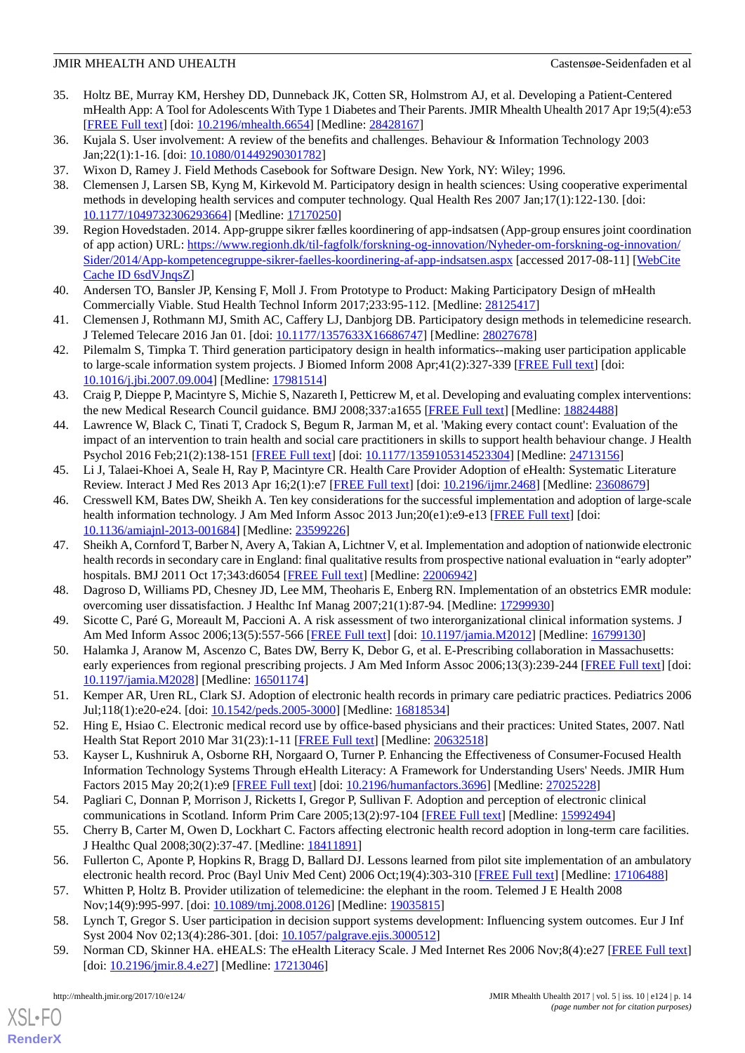35. Holtz BE, Murray KM, Hershey DD, Dunneback JK, Cotten SR, Holmstrom AJ, et al. Developing a Patient-Centered mHealth App: A Tool for Adolescents With Type 1 Diabetes and Their Parents. JMIR Mhealth Uhealth 2017 Apr 19;5(4):e53 [FREE Full text] [doi: 10.2196/mhealth.6654] [Medline: 28428167]
36. Kujala S. User involvement: A review of the benefits and challenges. Behaviour & Information Technology 2003 Jan;22(1):1-16. [doi: 10.1080/01449290301782]
37. Wixon D, Ramey J. Field Methods Casebook for Software Design. New York, NY: Wiley; 1996.
38. Clemensen J, Larsen SB, Kyng M, Kirkevold M. Participatory design in health sciences: Using cooperative experimental methods in developing health services and computer technology. Qual Health Res 2007 Jan;17(1):122-130. [doi: 10.1177/1049732306293664] [Medline: 17170250]
39. Region Hovedstaden. 2014. App-gruppe sikrer fælles koordinering of app-indsatsen (App-group ensures joint coordination of app action) URL: https://www.regionh.dk/til-fagfolk/forskning-og-innovation/Nyheder-om-forskning-og-innovation/Sider/2014/App-kompetencegruppe-sikrer-faelles-koordinering-af-app-indsatsen.aspx [accessed 2017-08-11] [WebCite Cache ID 6sdVJnqsZ]
40. Andersen TO, Bansler JP, Kensing F, Moll J. From Prototype to Product: Making Participatory Design of mHealth Commercially Viable. Stud Health Technol Inform 2017;233:95-112. [Medline: 28125417]
41. Clemensen J, Rothmann MJ, Smith AC, Caffery LJ, Danbjorg DB. Participatory design methods in telemedicine research. J Telemed Telecare 2016 Jan 01. [doi: 10.1177/1357633X16686747] [Medline: 28027678]
42. Pilemalm S, Timpka T. Third generation participatory design in health informatics--making user participation applicable to large-scale information system projects. J Biomed Inform 2008 Apr;41(2):327-339 [FREE Full text] [doi: 10.1016/j.jbi.2007.09.004] [Medline: 17981514]
43. Craig P, Dieppe P, Macintyre S, Michie S, Nazareth I, Petticrew M, et al. Developing and evaluating complex interventions: the new Medical Research Council guidance. BMJ 2008;337:a1655 [FREE Full text] [Medline: 18824488]
44. Lawrence W, Black C, Tinati T, Cradock S, Begum R, Jarman M, et al. 'Making every contact count': Evaluation of the impact of an intervention to train health and social care practitioners in skills to support health behaviour change. J Health Psychol 2016 Feb;21(2):138-151 [FREE Full text] [doi: 10.1177/1359105314523304] [Medline: 24713156]
45. Li J, Talaei-Khoei A, Seale H, Ray P, Macintyre CR. Health Care Provider Adoption of eHealth: Systematic Literature Review. Interact J Med Res 2013 Apr 16;2(1):e7 [FREE Full text] [doi: 10.2196/ijmr.2468] [Medline: 23608679]
46. Cresswell KM, Bates DW, Sheikh A. Ten key considerations for the successful implementation and adoption of large-scale health information technology. J Am Med Inform Assoc 2013 Jun;20(e1):e9-e13 [FREE Full text] [doi: 10.1136/amiajnl-2013-001684] [Medline: 23599226]
47. Sheikh A, Cornford T, Barber N, Avery A, Takian A, Lichtner V, et al. Implementation and adoption of nationwide electronic health records in secondary care in England: final qualitative results from prospective national evaluation in "early adopter" hospitals. BMJ 2011 Oct 17;343:d6054 [FREE Full text] [Medline: 22006942]
48. Dagroso D, Williams PD, Chesney JD, Lee MM, Theoharis E, Enberg RN. Implementation of an obstetrics EMR module: overcoming user dissatisfaction. J Healthc Inf Manag 2007;21(1):87-94. [Medline: 17299930]
49. Sicotte C, Paré G, Moreault M, Paccioni A. A risk assessment of two interorganizational clinical information systems. J Am Med Inform Assoc 2006;13(5):557-566 [FREE Full text] [doi: 10.1197/jamia.M2012] [Medline: 16799130]
50. Halamka J, Aranow M, Ascenzo C, Bates DW, Berry K, Debor G, et al. E-Prescribing collaboration in Massachusetts: early experiences from regional prescribing projects. J Am Med Inform Assoc 2006;13(3):239-244 [FREE Full text] [doi: 10.1197/jamia.M2028] [Medline: 16501174]
51. Kemper AR, Uren RL, Clark SJ. Adoption of electronic health records in primary care pediatric practices. Pediatrics 2006 Jul;118(1):e20-e24. [doi: 10.1542/peds.2005-3000] [Medline: 16818534]
52. Hing E, Hsiao C. Electronic medical record use by office-based physicians and their practices: United States, 2007. Natl Health Stat Report 2010 Mar 31(23):1-11 [FREE Full text] [Medline: 20632518]
53. Kayser L, Kushniruk A, Osborne RH, Norgaard O, Turner P. Enhancing the Effectiveness of Consumer-Focused Health Information Technology Systems Through eHealth Literacy: A Framework for Understanding Users' Needs. JMIR Hum Factors 2015 May 20;2(1):e9 [FREE Full text] [doi: 10.2196/humanfactors.3696] [Medline: 27025228]
54. Pagliari C, Donnan P, Morrison J, Ricketts I, Gregor P, Sullivan F. Adoption and perception of electronic clinical communications in Scotland. Inform Prim Care 2005;13(2):97-104 [FREE Full text] [Medline: 15992494]
55. Cherry B, Carter M, Owen D, Lockhart C. Factors affecting electronic health record adoption in long-term care facilities. J Healthc Qual 2008;30(2):37-47. [Medline: 18411891]
56. Fullerton C, Aponte P, Hopkins R, Bragg D, Ballard DJ. Lessons learned from pilot site implementation of an ambulatory electronic health record. Proc (Bayl Univ Med Cent) 2006 Oct;19(4):303-310 [FREE Full text] [Medline: 17106488]
57. Whitten P, Holtz B. Provider utilization of telemedicine: the elephant in the room. Telemed J E Health 2008 Nov;14(9):995-997. [doi: 10.1089/tmj.2008.0126] [Medline: 19035815]
58. Lynch T, Gregor S. User participation in decision support systems development: Influencing system outcomes. Eur J Inf Syst 2004 Nov 02;13(4):286-301. [doi: 10.1057/palgrave.ejis.3000512]
59. Norman CD, Skinner HA. eHEALS: The eHealth Literacy Scale. J Med Internet Res 2006 Nov;8(4):e27 [FREE Full text] [doi: 10.2196/jmir.8.4.e27] [Medline: 17213046]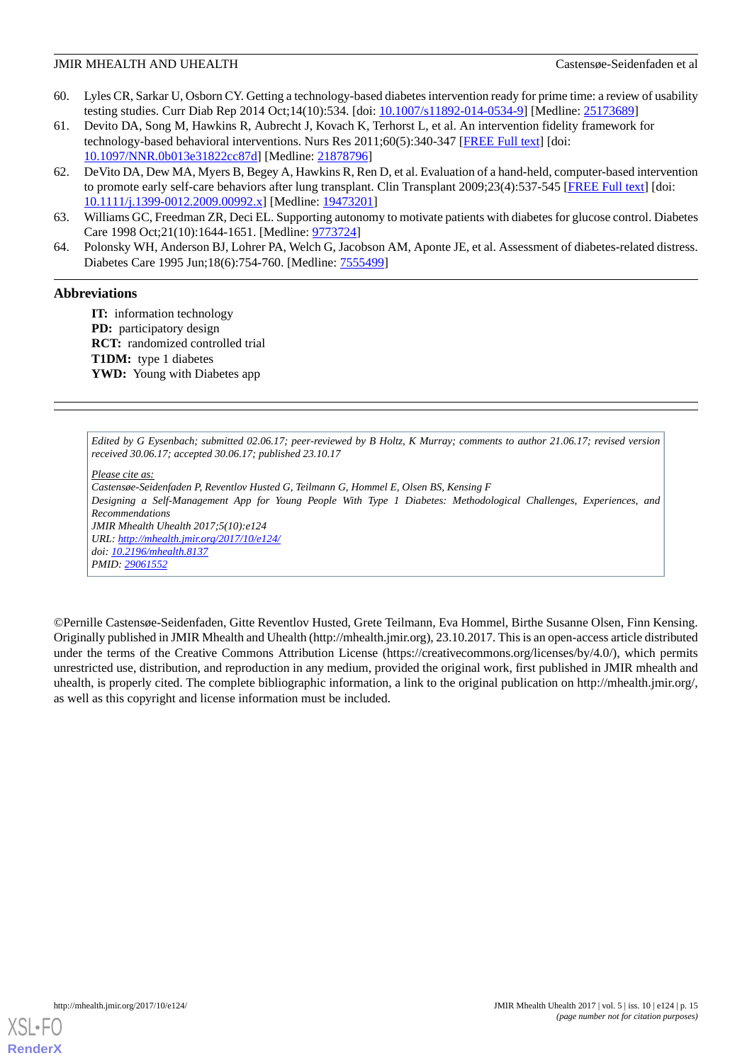60. Lyles CR, Sarkar U, Osborn CY. Getting a technology-based diabetes intervention ready for prime time: a review of usability testing studies. Curr Diab Rep 2014 Oct;14(10):534. [doi: 10.1007/s11892-014-0534-9] [Medline: 25173689]
61. Devito DA, Song M, Hawkins R, Aubrecht J, Kovach K, Terhorst L, et al. An intervention fidelity framework for technology-based behavioral interventions. Nurs Res 2011;60(5):340-347 [FREE Full text] [doi: 10.1097/NNR.0b013e31822cc87d] [Medline: 21878796]
62. DeVito DA, Dew MA, Myers B, Begey A, Hawkins R, Ren D, et al. Evaluation of a hand-held, computer-based intervention to promote early self-care behaviors after lung transplant. Clin Transplant 2009;23(4):537-545 [FREE Full text] [doi: 10.1111/j.1399-0012.2009.00992.x] [Medline: 19473201]
63. Williams GC, Freedman ZR, Deci EL. Supporting autonomy to motivate patients with diabetes for glucose control. Diabetes Care 1998 Oct;21(10):1644-1651. [Medline: 9773724]
64. Polonsky WH, Anderson BJ, Lohrer PA, Welch G, Jacobson AM, Aponte JE, et al. Assessment of diabetes-related distress. Diabetes Care 1995 Jun;18(6):754-760. [Medline: 7555499]

## Abbreviations

**IT:** information technology
**PD:** participatory design
**RCT:** randomized controlled trial
**T1DM:** type 1 diabetes
**YWD:** Young with Diabetes app

---

*Edited by G Eysenbach; submitted 02.06.17; peer-reviewed by B Holtz, K Murray; comments to author 21.06.17; revised version received 30.06.17; accepted 30.06.17; published 23.10.17*

*Please cite as:*
*Castensøe-Seidenfaden P, Reventlov Husted G, Teilmann G, Hommel E, Olsen BS, Kensing F*
*Designing a Self-Management App for Young People With Type 1 Diabetes: Methodological Challenges, Experiences, and Recommendations*
*JMIR Mhealth Uhealth 2017;5(10):e124*
*URL: http://mhealth.jmir.org/2017/10/e124/*
*doi: 10.2196/mhealth.8137*
*PMID: 29061552*

©Pernille Castensøe-Seidenfaden, Gitte Reventlov Husted, Grete Teilmann, Eva Hommel, Birthe Susanne Olsen, Finn Kensing. Originally published in JMIR Mhealth and Uhealth (http://mhealth.jmir.org), 23.10.2017. This is an open-access article distributed under the terms of the Creative Commons Attribution License (https://creativecommons.org/licenses/by/4.0/), which permits unrestricted use, distribution, and reproduction in any medium, provided the original work, first published in JMIR mhealth and uhealth, is properly cited. The complete bibliographic information, a link to the original publication on http://mhealth.jmir.org/, as well as this copyright and license information must be included.